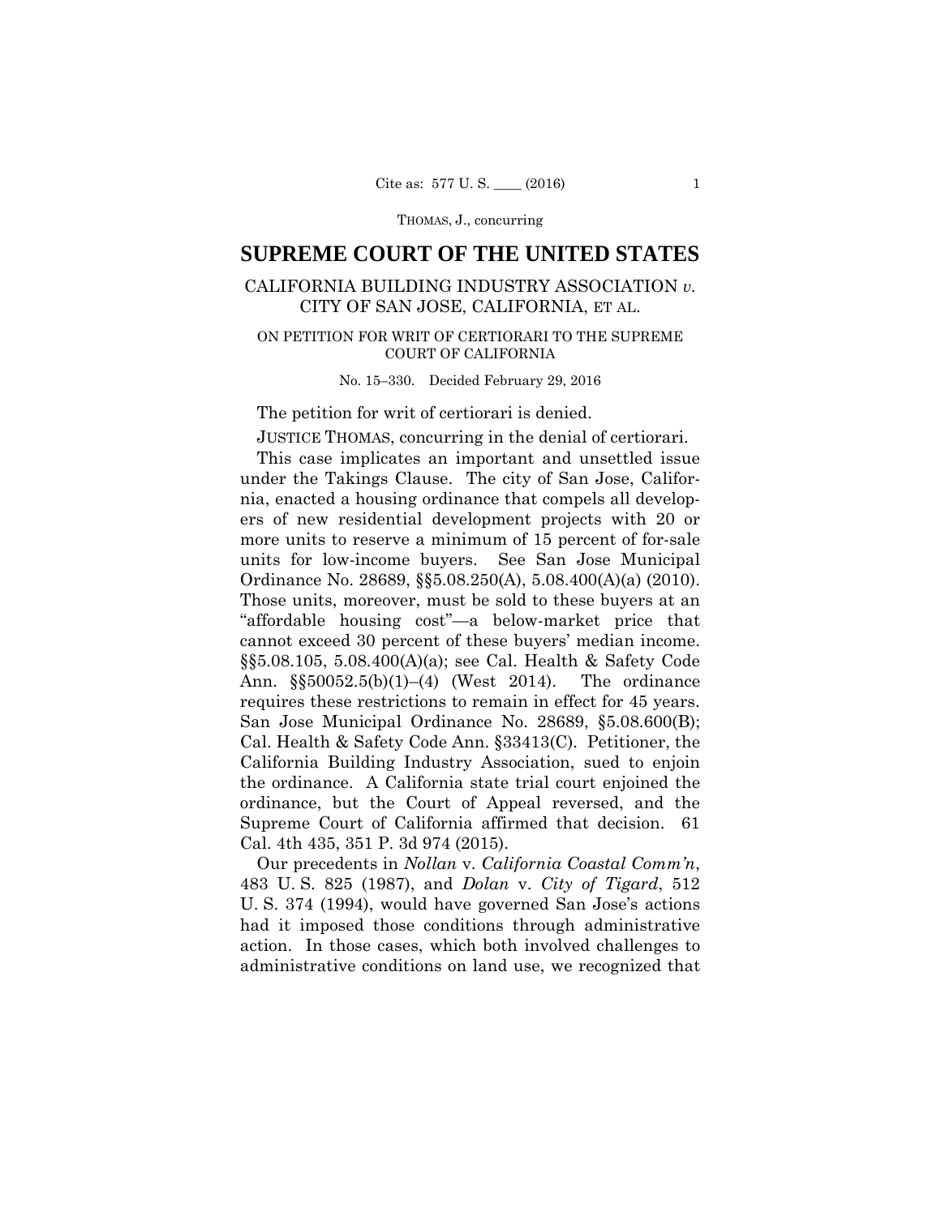# SUPREME COURT OF THE UNITED STATES

CALIFORNIA BUILDING INDUSTRY ASSOCIATION *v.* CITY OF SAN JOSE, CALIFORNIA, ET AL.

ON PETITION FOR WRIT OF CERTIORARI TO THE SUPREME COURT OF CALIFORNIA

No. 15–330. Decided February 29, 2016

The petition for writ of certiorari is denied.

JUSTICE THOMAS, concurring in the denial of certiorari.

This case implicates an important and unsettled issue under the Takings Clause. The city of San Jose, California, enacted a housing ordinance that compels all developers of new residential development projects with 20 or more units to reserve a minimum of 15 percent of for-sale units for low-income buyers. See San Jose Municipal Ordinance No. 28689, §§5.08.250(A), 5.08.400(A)(a) (2010). Those units, moreover, must be sold to these buyers at an "affordable housing cost"—a below-market price that cannot exceed 30 percent of these buyers' median income. §§5.08.105, 5.08.400(A)(a); see Cal. Health & Safety Code Ann. §§50052.5(b)(1)–(4) (West 2014). The ordinance requires these restrictions to remain in effect for 45 years. San Jose Municipal Ordinance No. 28689, §5.08.600(B); Cal. Health & Safety Code Ann. §33413(C). Petitioner, the California Building Industry Association, sued to enjoin the ordinance. A California state trial court enjoined the ordinance, but the Court of Appeal reversed, and the Supreme Court of California affirmed that decision. 61 Cal. 4th 435, 351 P. 3d 974 (2015).

Our precedents in *Nollan* v. *California Coastal Comm'n*, 483 U. S. 825 (1987), and *Dolan* v. *City of Tigard*, 512 U. S. 374 (1994), would have governed San Jose's actions had it imposed those conditions through administrative action. In those cases, which both involved challenges to administrative conditions on land use, we recognized that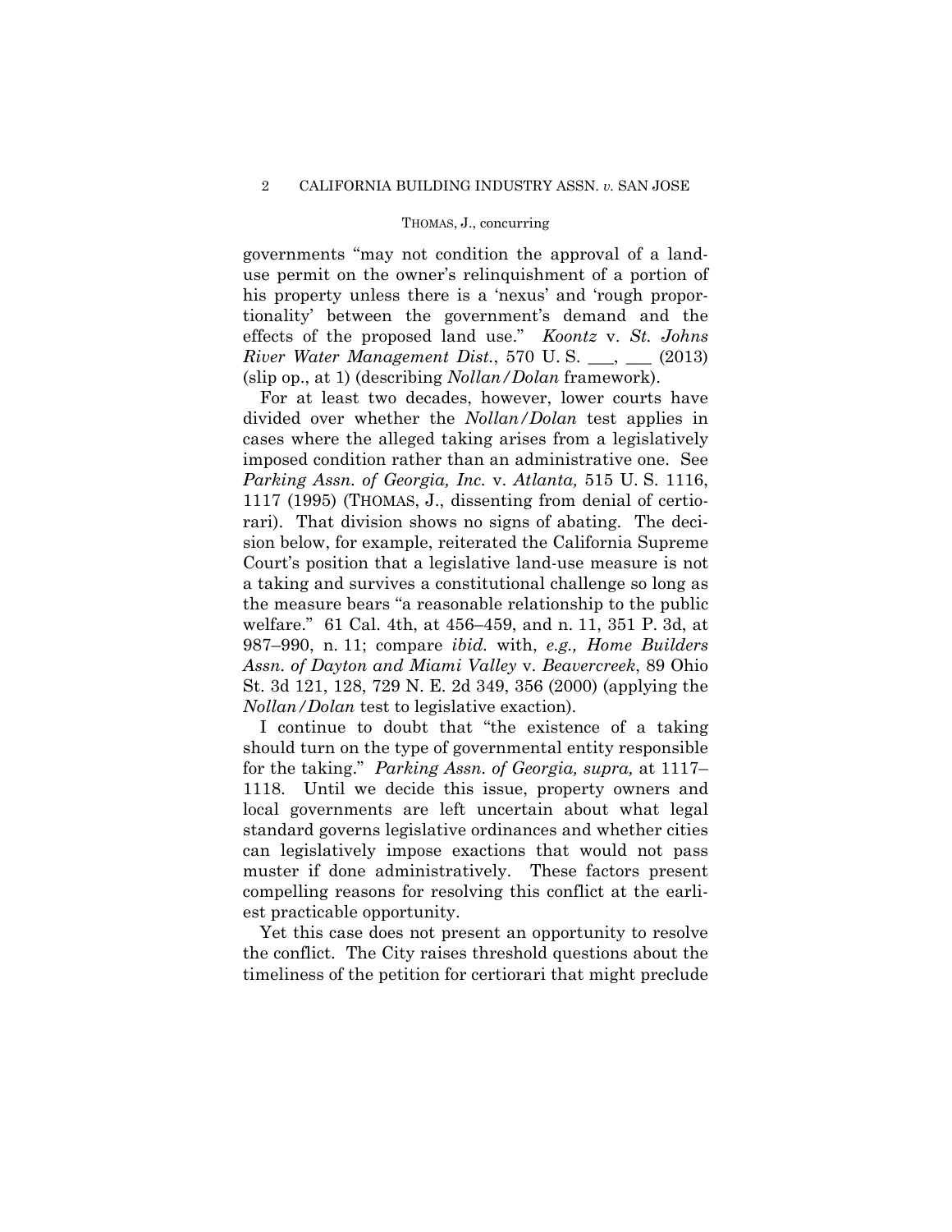governments "may not condition the approval of a land-use permit on the owner's relinquishment of a portion of his property unless there is a 'nexus' and 'rough proportionality' between the government's demand and the effects of the proposed land use." *Koontz* v. *St. Johns River Water Management Dist.*, 570 U. S. ___, ___ (2013) (slip op., at 1) (describing *Nollan/Dolan* framework).

For at least two decades, however, lower courts have divided over whether the *Nollan/Dolan* test applies in cases where the alleged taking arises from a legislatively imposed condition rather than an administrative one. See *Parking Assn. of Georgia, Inc.* v. *Atlanta,* 515 U. S. 1116, 1117 (1995) (THOMAS, J., dissenting from denial of certiorari). That division shows no signs of abating. The decision below, for example, reiterated the California Supreme Court's position that a legislative land-use measure is not a taking and survives a constitutional challenge so long as the measure bears "a reasonable relationship to the public welfare." 61 Cal. 4th, at 456–459, and n. 11, 351 P. 3d, at 987–990, n. 11; compare *ibid.* with, *e.g., Home Builders Assn. of Dayton and Miami Valley* v. *Beavercreek*, 89 Ohio St. 3d 121, 128, 729 N. E. 2d 349, 356 (2000) (applying the *Nollan/Dolan* test to legislative exaction).

I continue to doubt that "the existence of a taking should turn on the type of governmental entity responsible for the taking." *Parking Assn. of Georgia, supra,* at 1117–1118. Until we decide this issue, property owners and local governments are left uncertain about what legal standard governs legislative ordinances and whether cities can legislatively impose exactions that would not pass muster if done administratively. These factors present compelling reasons for resolving this conflict at the earliest practicable opportunity.

Yet this case does not present an opportunity to resolve the conflict. The City raises threshold questions about the timeliness of the petition for certiorari that might preclude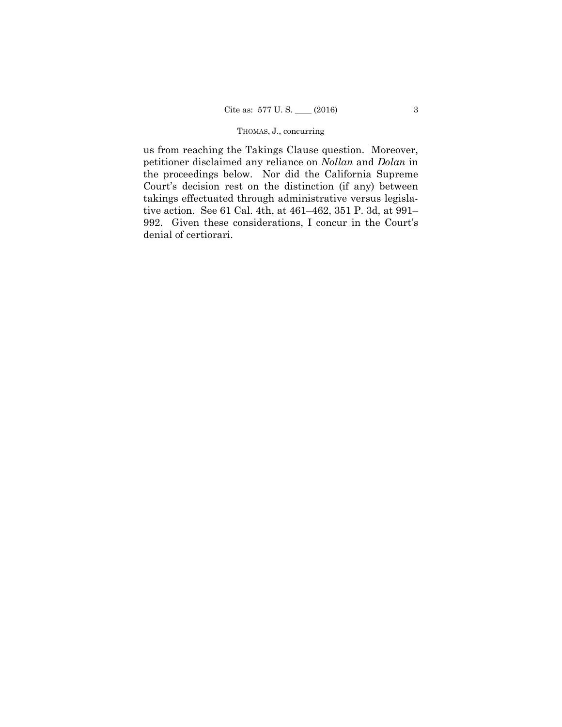us from reaching the Takings Clause question. Moreover, petitioner disclaimed any reliance on *Nollan* and *Dolan* in the proceedings below. Nor did the California Supreme Court's decision rest on the distinction (if any) between takings effectuated through administrative versus legislative action. See 61 Cal. 4th, at 461–462, 351 P. 3d, at 991–992. Given these considerations, I concur in the Court's denial of certiorari.